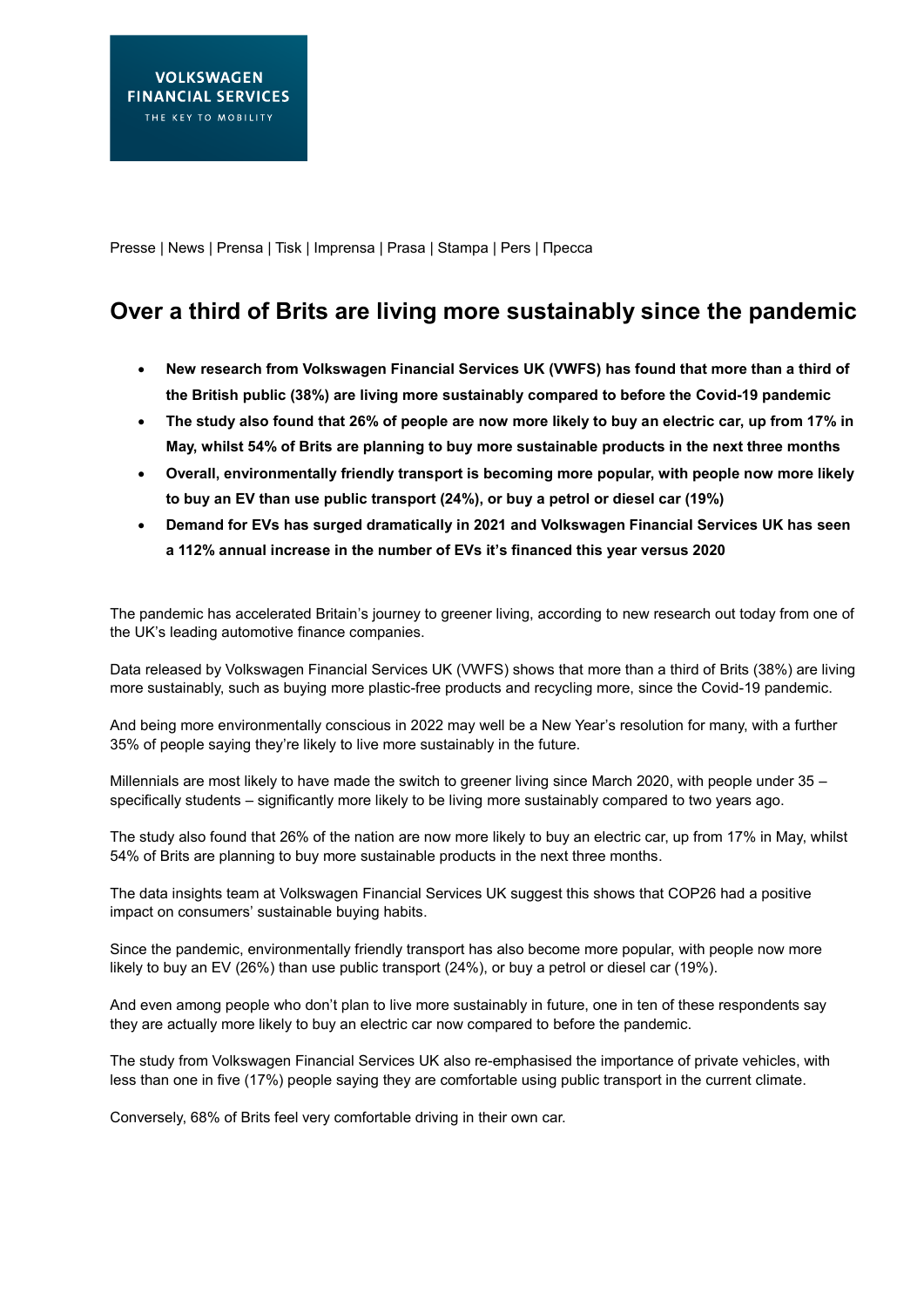VOLKSWAGEN FINANCIAL SERVICES
THE KEY TO MOBILITY

Presse | News | Prensa | Tisk | Imprensa | Prasa | Stampa | Pers | Пресса

# Over a third of Brits are living more sustainably since the pandemic

- **New research from Volkswagen Financial Services UK (VWFS) has found that more than a third of the British public (38%) are living more sustainably compared to before the Covid-19 pandemic**
- **The study also found that 26% of people are now more likely to buy an electric car, up from 17% in May, whilst 54% of Brits are planning to buy more sustainable products in the next three months**
- **Overall, environmentally friendly transport is becoming more popular, with people now more likely to buy an EV than use public transport (24%), or buy a petrol or diesel car (19%)**
- **Demand for EVs has surged dramatically in 2021 and Volkswagen Financial Services UK has seen a 112% annual increase in the number of EVs it's financed this year versus 2020**

The pandemic has accelerated Britain's journey to greener living, according to new research out today from one of the UK's leading automotive finance companies.

Data released by Volkswagen Financial Services UK (VWFS) shows that more than a third of Brits (38%) are living more sustainably, such as buying more plastic-free products and recycling more, since the Covid-19 pandemic.

And being more environmentally conscious in 2022 may well be a New Year's resolution for many, with a further 35% of people saying they're likely to live more sustainably in the future.

Millennials are most likely to have made the switch to greener living since March 2020, with people under 35 – specifically students – significantly more likely to be living more sustainably compared to two years ago.

The study also found that 26% of the nation are now more likely to buy an electric car, up from 17% in May, whilst 54% of Brits are planning to buy more sustainable products in the next three months.

The data insights team at Volkswagen Financial Services UK suggest this shows that COP26 had a positive impact on consumers' sustainable buying habits.

Since the pandemic, environmentally friendly transport has also become more popular, with people now more likely to buy an EV (26%) than use public transport (24%), or buy a petrol or diesel car (19%).

And even among people who don't plan to live more sustainably in future, one in ten of these respondents say they are actually more likely to buy an electric car now compared to before the pandemic.

The study from Volkswagen Financial Services UK also re-emphasised the importance of private vehicles, with less than one in five (17%) people saying they are comfortable using public transport in the current climate.

Conversely, 68% of Brits feel very comfortable driving in their own car.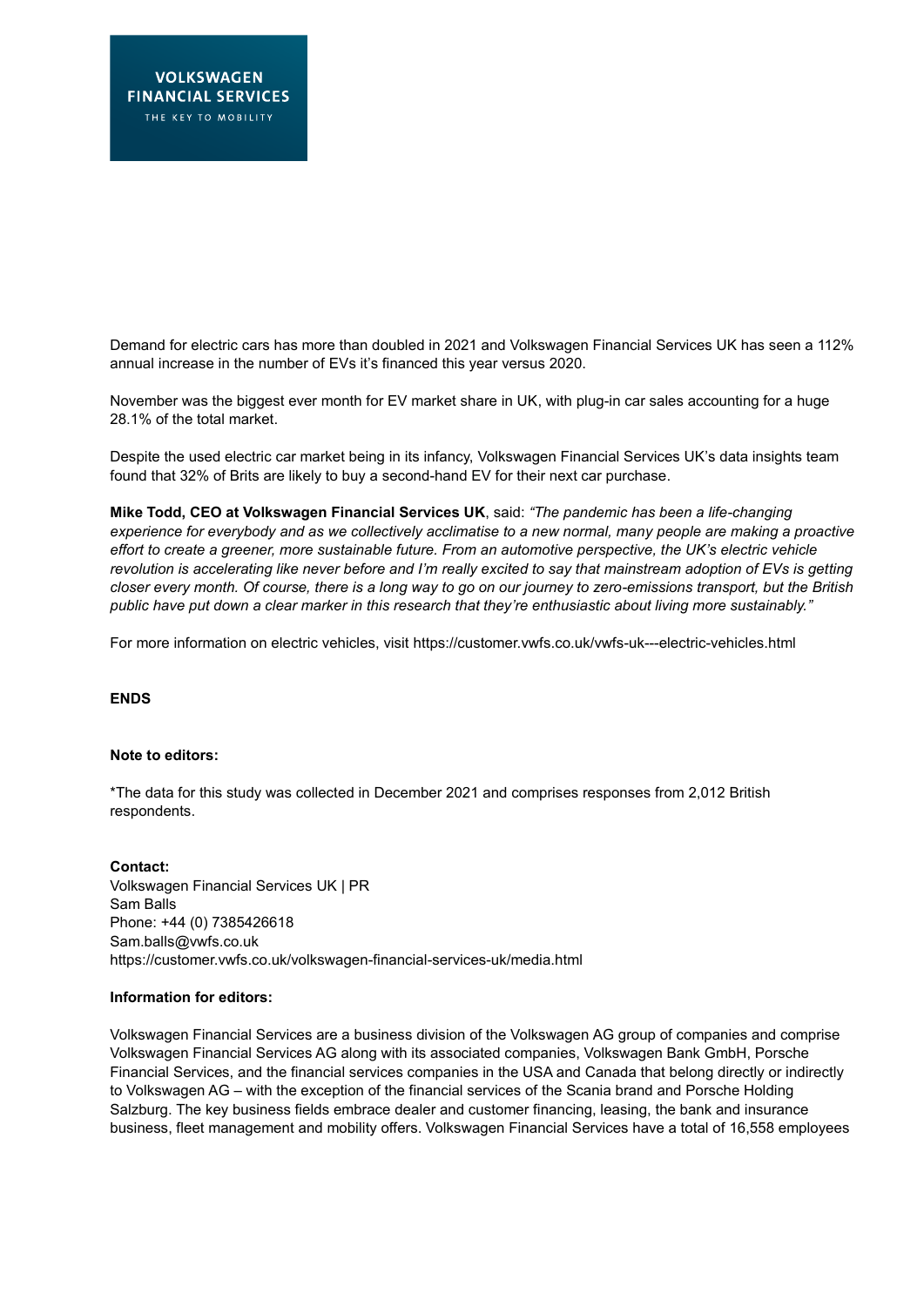Demand for electric cars has more than doubled in 2021 and Volkswagen Financial Services UK has seen a 112% annual increase in the number of EVs it's financed this year versus 2020.

November was the biggest ever month for EV market share in UK, with plug-in car sales accounting for a huge 28.1% of the total market.

Despite the used electric car market being in its infancy, Volkswagen Financial Services UK's data insights team found that 32% of Brits are likely to buy a second-hand EV for their next car purchase.

**Mike Todd, CEO at Volkswagen Financial Services UK**, said: *"The pandemic has been a life-changing experience for everybody and as we collectively acclimatise to a new normal, many people are making a proactive effort to create a greener, more sustainable future. From an automotive perspective, the UK's electric vehicle revolution is accelerating like never before and I'm really excited to say that mainstream adoption of EVs is getting closer every month. Of course, there is a long way to go on our journey to zero-emissions transport, but the British public have put down a clear marker in this research that they're enthusiastic about living more sustainably."*

For more information on electric vehicles, visit https://customer.vwfs.co.uk/vwfs-uk---electric-vehicles.html

**ENDS**

**Note to editors:**

*The data for this study was collected in December 2021 and comprises responses from 2,012 British respondents.

**Contact:**
Volkswagen Financial Services UK | PR
Sam Balls
Phone: +44 (0) 7385426618
Sam.balls@vwfs.co.uk
https://customer.vwfs.co.uk/volkswagen-financial-services-uk/media.html

**Information for editors:**

Volkswagen Financial Services are a business division of the Volkswagen AG group of companies and comprise Volkswagen Financial Services AG along with its associated companies, Volkswagen Bank GmbH, Porsche Financial Services, and the financial services companies in the USA and Canada that belong directly or indirectly to Volkswagen AG – with the exception of the financial services of the Scania brand and Porsche Holding Salzburg. The key business fields embrace dealer and customer financing, leasing, the bank and insurance business, fleet management and mobility offers. Volkswagen Financial Services have a total of 16,558 employees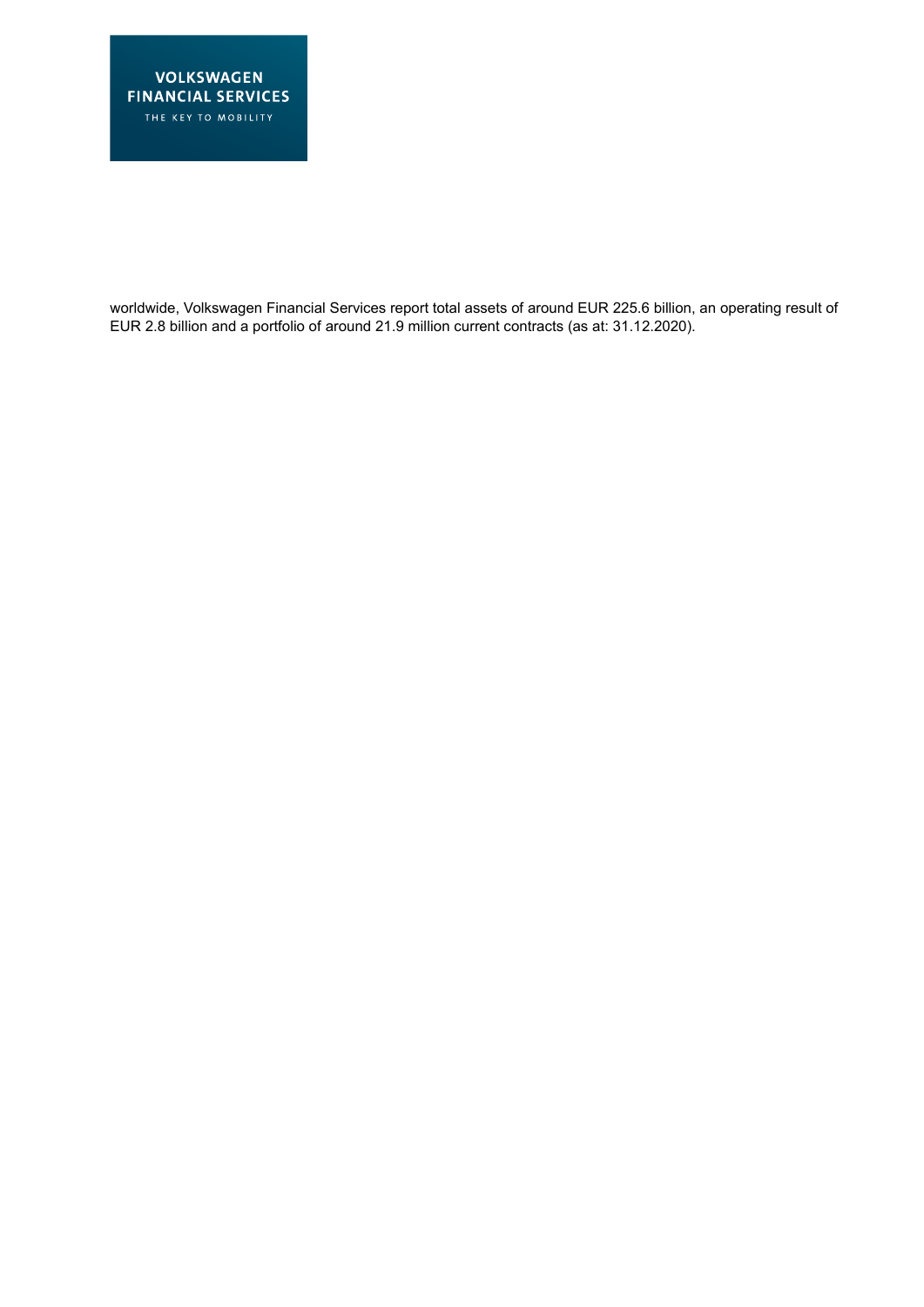worldwide, Volkswagen Financial Services report total assets of around EUR 225.6 billion, an operating result of EUR 2.8 billion and a portfolio of around 21.9 million current contracts (as at: 31.12.2020).